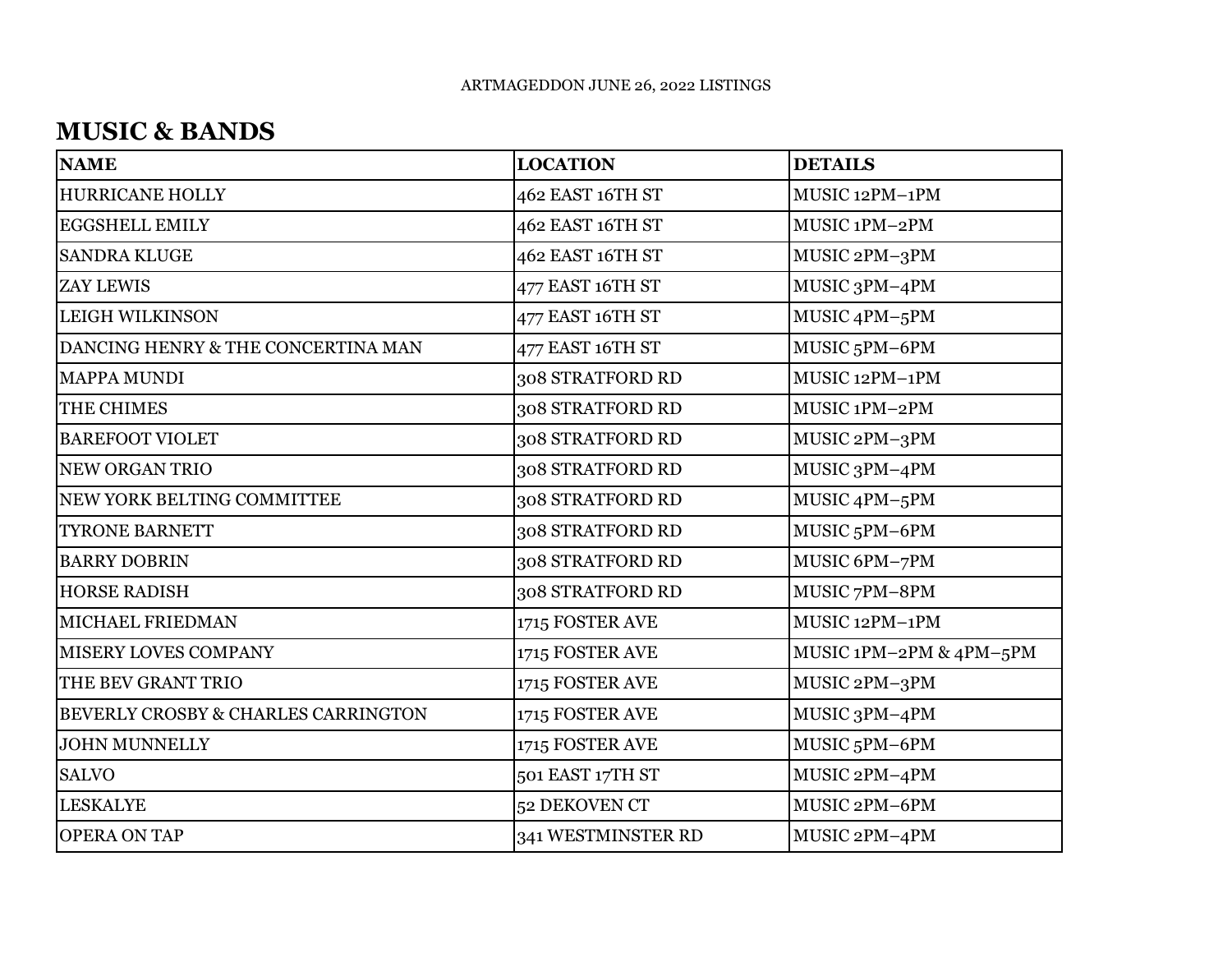ARTMAGEDDON JUNE 26, 2022 LISTINGS

## MUSIC & BANDS

| NAME | LOCATION | DETAILS |
|---|---|---|
| HURRICANE HOLLY | 462 EAST 16TH ST | MUSIC 12PM–1PM |
| EGGSHELL EMILY | 462 EAST 16TH ST | MUSIC 1PM–2PM |
| SANDRA KLUGE | 462 EAST 16TH ST | MUSIC 2PM–3PM |
| ZAY LEWIS | 477 EAST 16TH ST | MUSIC 3PM–4PM |
| LEIGH WILKINSON | 477 EAST 16TH ST | MUSIC 4PM–5PM |
| DANCING HENRY & THE CONCERTINA MAN | 477 EAST 16TH ST | MUSIC 5PM–6PM |
| MAPPA MUNDI | 308 STRATFORD RD | MUSIC 12PM–1PM |
| THE CHIMES | 308 STRATFORD RD | MUSIC 1PM–2PM |
| BAREFOOT VIOLET | 308 STRATFORD RD | MUSIC 2PM–3PM |
| NEW ORGAN TRIO | 308 STRATFORD RD | MUSIC 3PM–4PM |
| NEW YORK BELTING COMMITTEE | 308 STRATFORD RD | MUSIC 4PM–5PM |
| TYRONE BARNETT | 308 STRATFORD RD | MUSIC 5PM–6PM |
| BARRY DOBRIN | 308 STRATFORD RD | MUSIC 6PM–7PM |
| HORSE RADISH | 308 STRATFORD RD | MUSIC 7PM–8PM |
| MICHAEL FRIEDMAN | 1715 FOSTER AVE | MUSIC 12PM–1PM |
| MISERY LOVES COMPANY | 1715 FOSTER AVE | MUSIC 1PM–2PM & 4PM–5PM |
| THE BEV GRANT TRIO | 1715 FOSTER AVE | MUSIC 2PM–3PM |
| BEVERLY CROSBY & CHARLES CARRINGTON | 1715 FOSTER AVE | MUSIC 3PM–4PM |
| JOHN MUNNELLY | 1715 FOSTER AVE | MUSIC 5PM–6PM |
| SALVO | 501 EAST 17TH ST | MUSIC 2PM–4PM |
| LESKALYE | 52 DEKOVEN CT | MUSIC 2PM–6PM |
| OPERA ON TAP | 341 WESTMINSTER RD | MUSIC 2PM–4PM |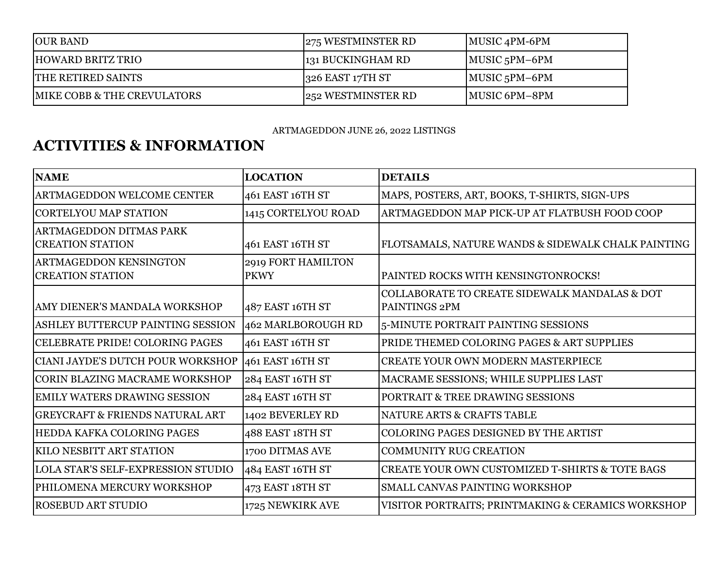| OUR BAND | 275 WESTMINSTER RD | MUSIC 4PM-6PM |
|---|---|---|
| HOWARD BRITZ TRIO | 131 BUCKINGHAM RD | MUSIC 5PM–6PM |
| THE RETIRED SAINTS | 326 EAST 17TH ST | MUSIC 5PM–6PM |
| MIKE COBB & THE CREVULATORS | 252 WESTMINSTER RD | MUSIC 6PM–8PM |

ARTMAGEDDON JUNE 26, 2022 LISTINGS

## ACTIVITIES & INFORMATION

| NAME | LOCATION | DETAILS |
|---|---|---|
| ARTMAGEDDON WELCOME CENTER | 461 EAST 16TH ST | MAPS, POSTERS, ART, BOOKS, T-SHIRTS, SIGN-UPS |
| CORTELYOU MAP STATION | 1415 CORTELYOU ROAD | ARTMAGEDDON MAP PICK-UP AT FLATBUSH FOOD COOP |
| ARTMAGEDDON DITMAS PARK CREATION STATION | 461 EAST 16TH ST | FLOTSAMALS, NATURE WANDS & SIDEWALK CHALK PAINTING |
| ARTMAGEDDON KENSINGTON CREATION STATION | 2919 FORT HAMILTON PKWY | PAINTED ROCKS WITH KENSINGTONROCKS! |
| AMY DIENER'S MANDALA WORKSHOP | 487 EAST 16TH ST | COLLABORATE TO CREATE SIDEWALK MANDALAS & DOT PAINTINGS 2PM |
| ASHLEY BUTTERCUP PAINTING SESSION | 462 MARLBOROUGH RD | 5-MINUTE PORTRAIT PAINTING SESSIONS |
| CELEBRATE PRIDE! COLORING PAGES | 461 EAST 16TH ST | PRIDE THEMED COLORING PAGES & ART SUPPLIES |
| CIANI JAYDE'S DUTCH POUR WORKSHOP | 461 EAST 16TH ST | CREATE YOUR OWN MODERN MASTERPIECE |
| CORIN BLAZING MACRAME WORKSHOP | 284 EAST 16TH ST | MACRAME SESSIONS; WHILE SUPPLIES LAST |
| EMILY WATERS DRAWING SESSION | 284 EAST 16TH ST | PORTRAIT & TREE DRAWING SESSIONS |
| GREYCRAFT & FRIENDS NATURAL ART | 1402 BEVERLEY RD | NATURE ARTS & CRAFTS TABLE |
| HEDDA KAFKA COLORING PAGES | 488 EAST 18TH ST | COLORING PAGES DESIGNED BY THE ARTIST |
| KILO NESBITT ART STATION | 1700 DITMAS AVE | COMMUNITY RUG CREATION |
| LOLA STAR'S SELF-EXPRESSION STUDIO | 484 EAST 16TH ST | CREATE YOUR OWN CUSTOMIZED T-SHIRTS & TOTE BAGS |
| PHILOMENA MERCURY WORKSHOP | 473 EAST 18TH ST | SMALL CANVAS PAINTING WORKSHOP |
| ROSEBUD ART STUDIO | 1725 NEWKIRK AVE | VISITOR PORTRAITS; PRINTMAKING & CERAMICS WORKSHOP |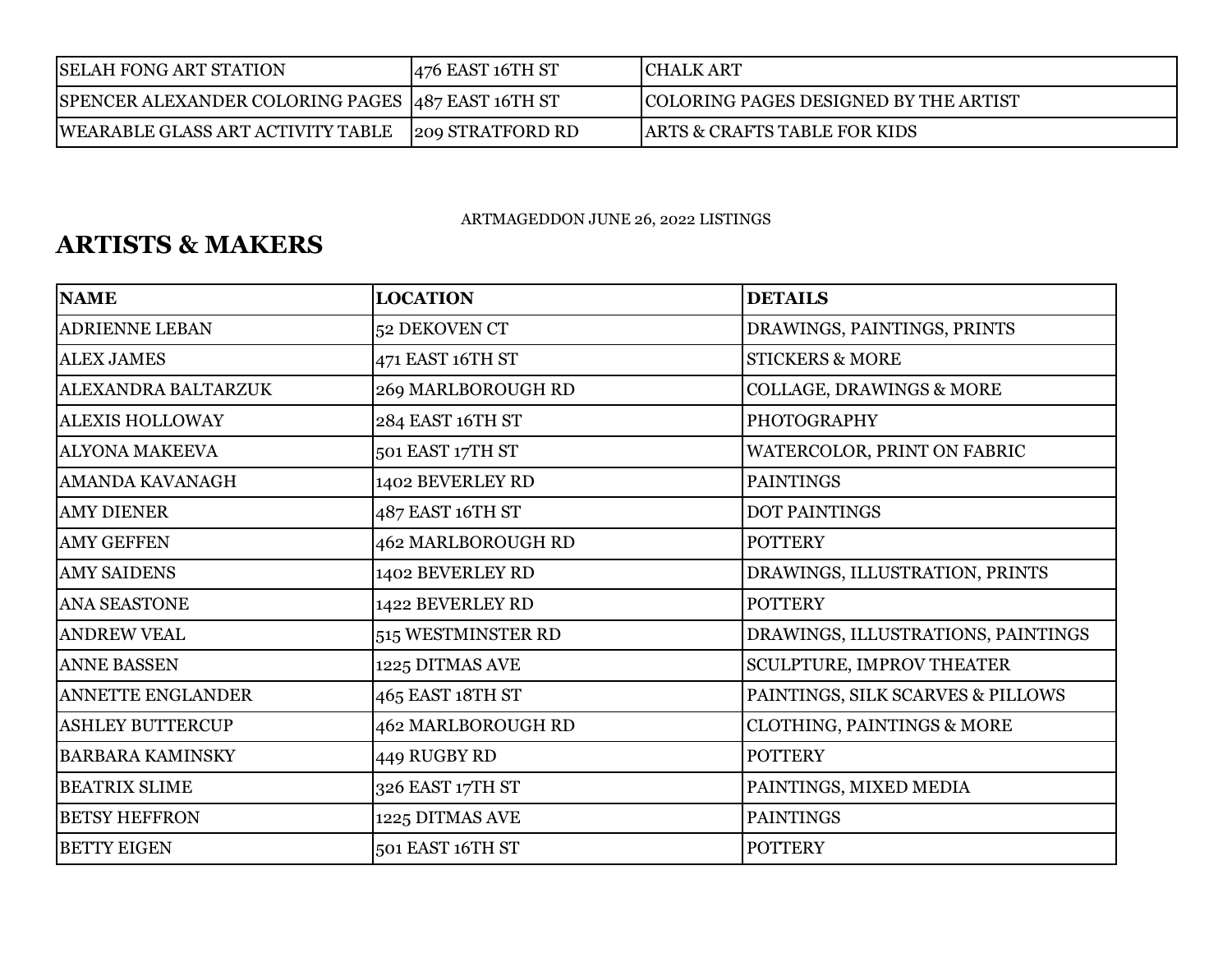| | | |
|---|---|---|
| SELAH FONG ART STATION | 476 EAST 16TH ST | CHALK ART |
| SPENCER ALEXANDER COLORING PAGES | 487 EAST 16TH ST | COLORING PAGES DESIGNED BY THE ARTIST |
| WEARABLE GLASS ART ACTIVITY TABLE | 209 STRATFORD RD | ARTS & CRAFTS TABLE FOR KIDS |

ARTMAGEDDON JUNE 26, 2022 LISTINGS

## ARTISTS & MAKERS

| NAME | LOCATION | DETAILS |
|---|---|---|
| ADRIENNE LEBAN | 52 DEKOVEN CT | DRAWINGS, PAINTINGS, PRINTS |
| ALEX JAMES | 471 EAST 16TH ST | STICKERS & MORE |
| ALEXANDRA BALTARZUK | 269 MARLBOROUGH RD | COLLAGE, DRAWINGS & MORE |
| ALEXIS HOLLOWAY | 284 EAST 16TH ST | PHOTOGRAPHY |
| ALYONA MAKEEVA | 501 EAST 17TH ST | WATERCOLOR, PRINT ON FABRIC |
| AMANDA KAVANAGH | 1402 BEVERLEY RD | PAINTINGS |
| AMY DIENER | 487 EAST 16TH ST | DOT PAINTINGS |
| AMY GEFFEN | 462 MARLBOROUGH RD | POTTERY |
| AMY SAIDENS | 1402 BEVERLEY RD | DRAWINGS, ILLUSTRATION, PRINTS |
| ANA SEASTONE | 1422 BEVERLEY RD | POTTERY |
| ANDREW VEAL | 515 WESTMINSTER RD | DRAWINGS, ILLUSTRATIONS, PAINTINGS |
| ANNE BASSEN | 1225 DITMAS AVE | SCULPTURE, IMPROV THEATER |
| ANNETTE ENGLANDER | 465 EAST 18TH ST | PAINTINGS, SILK SCARVES & PILLOWS |
| ASHLEY BUTTERCUP | 462 MARLBOROUGH RD | CLOTHING, PAINTINGS & MORE |
| BARBARA KAMINSKY | 449 RUGBY RD | POTTERY |
| BEATRIX SLIME | 326 EAST 17TH ST | PAINTINGS, MIXED MEDIA |
| BETSY HEFFRON | 1225 DITMAS AVE | PAINTINGS |
| BETTY EIGEN | 501 EAST 16TH ST | POTTERY |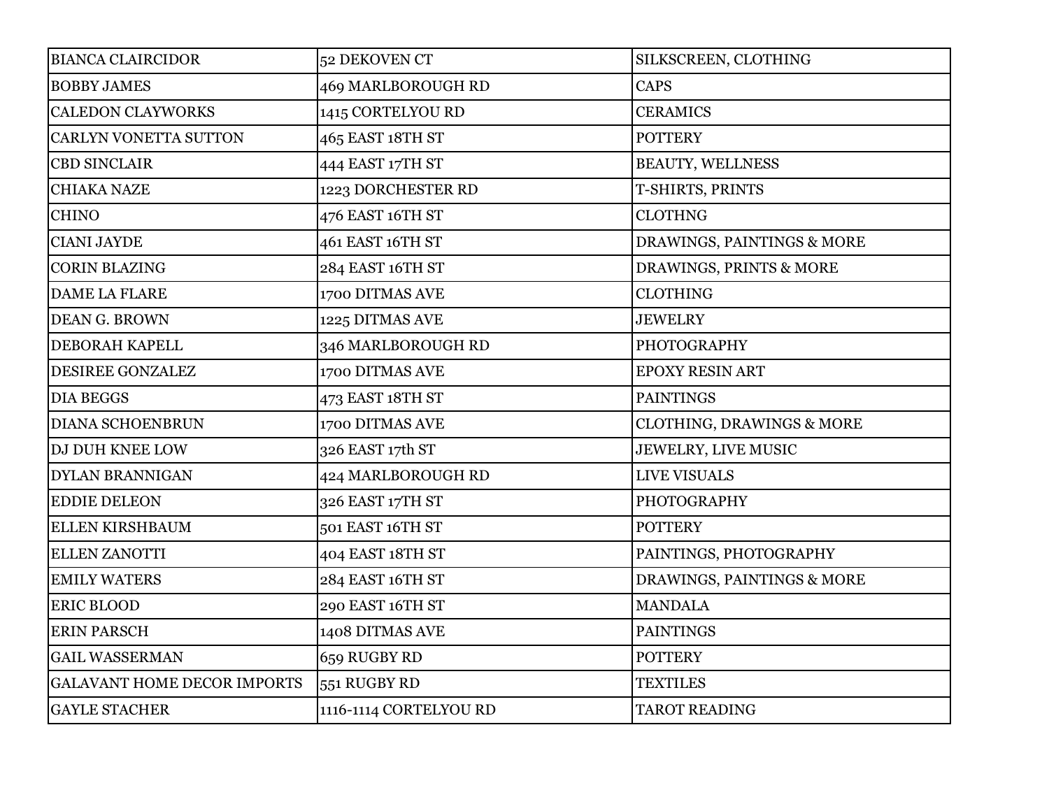| | | |
|---|---|---|
| BIANCA CLAIRCIDOR | 52 DEKOVEN CT | SILKSCREEN, CLOTHING |
| BOBBY JAMES | 469 MARLBOROUGH RD | CAPS |
| CALEDON CLAYWORKS | 1415 CORTELYOU RD | CERAMICS |
| CARLYN VONETTA SUTTON | 465 EAST 18TH ST | POTTERY |
| CBD SINCLAIR | 444 EAST 17TH ST | BEAUTY, WELLNESS |
| CHIAKA NAZE | 1223 DORCHESTER RD | T-SHIRTS, PRINTS |
| CHINO | 476 EAST 16TH ST | CLOTHNG |
| CIANI JAYDE | 461 EAST 16TH ST | DRAWINGS, PAINTINGS & MORE |
| CORIN BLAZING | 284 EAST 16TH ST | DRAWINGS, PRINTS & MORE |
| DAME LA FLARE | 1700 DITMAS AVE | CLOTHING |
| DEAN G. BROWN | 1225 DITMAS AVE | JEWELRY |
| DEBORAH KAPELL | 346 MARLBOROUGH RD | PHOTOGRAPHY |
| DESIREE GONZALEZ | 1700 DITMAS AVE | EPOXY RESIN ART |
| DIA BEGGS | 473 EAST 18TH ST | PAINTINGS |
| DIANA SCHOENBRUN | 1700 DITMAS AVE | CLOTHING, DRAWINGS & MORE |
| DJ DUH KNEE LOW | 326 EAST 17th ST | JEWELRY, LIVE MUSIC |
| DYLAN BRANNIGAN | 424 MARLBOROUGH RD | LIVE VISUALS |
| EDDIE DELEON | 326 EAST 17TH ST | PHOTOGRAPHY |
| ELLEN KIRSHBAUM | 501 EAST 16TH ST | POTTERY |
| ELLEN ZANOTTI | 404 EAST 18TH ST | PAINTINGS, PHOTOGRAPHY |
| EMILY WATERS | 284 EAST 16TH ST | DRAWINGS, PAINTINGS & MORE |
| ERIC BLOOD | 290 EAST 16TH ST | MANDALA |
| ERIN PARSCH | 1408 DITMAS AVE | PAINTINGS |
| GAIL WASSERMAN | 659 RUGBY RD | POTTERY |
| GALAVANT HOME DECOR IMPORTS | 551 RUGBY RD | TEXTILES |
| GAYLE STACHER | 1116-1114 CORTELYOU RD | TAROT READING |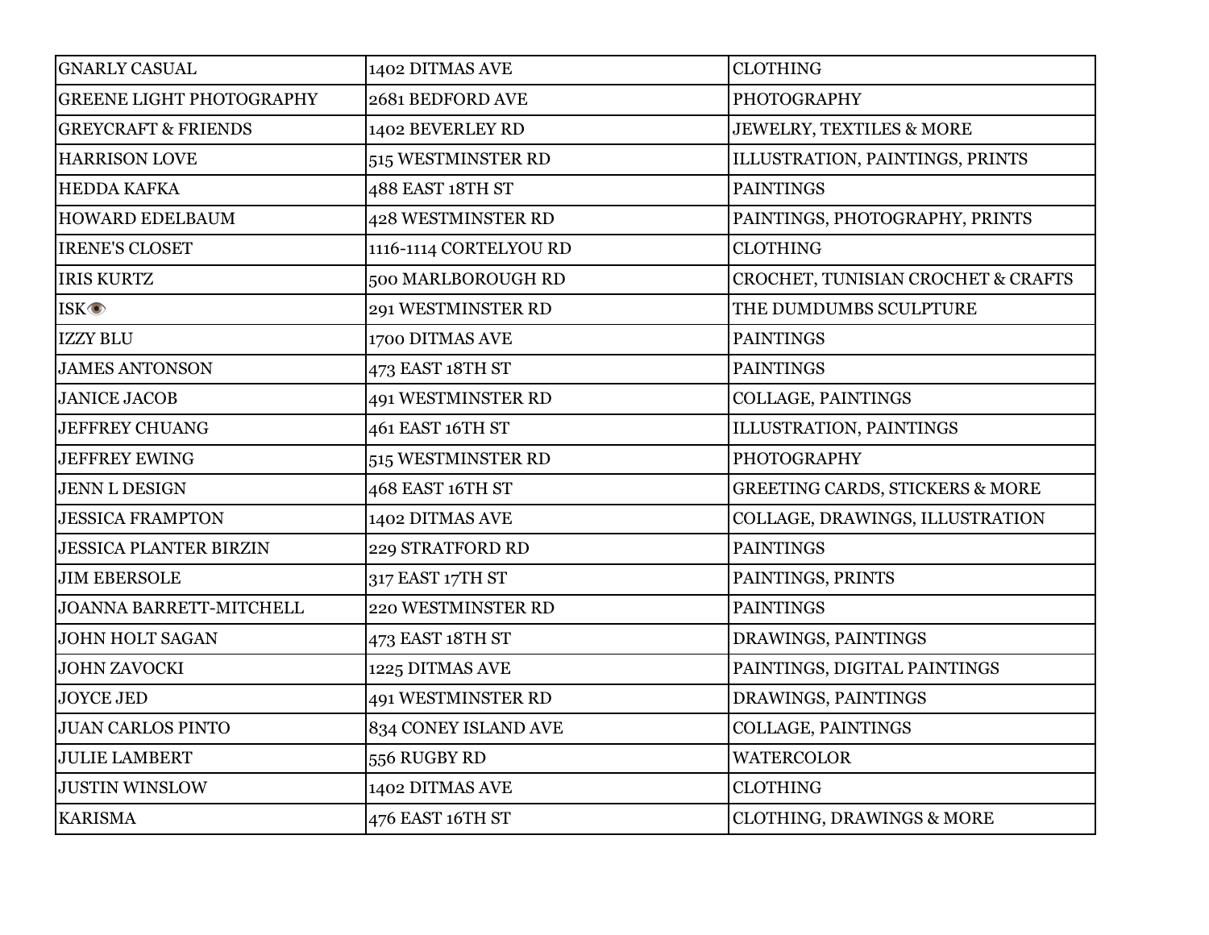| GNARLY CASUAL | 1402 DITMAS AVE | CLOTHING |
|---|---|---|
| GREENE LIGHT PHOTOGRAPHY | 2681 BEDFORD AVE | PHOTOGRAPHY |
| GREYCRAFT & FRIENDS | 1402 BEVERLEY RD | JEWELRY, TEXTILES & MORE |
| HARRISON LOVE | 515 WESTMINSTER RD | ILLUSTRATION, PAINTINGS, PRINTS |
| HEDDA KAFKA | 488 EAST 18TH ST | PAINTINGS |
| HOWARD EDELBAUM | 428 WESTMINSTER RD | PAINTINGS, PHOTOGRAPHY, PRINTS |
| IRENE'S CLOSET | 1116-1114 CORTELYOU RD | CLOTHING |
| IRIS KURTZ | 500 MARLBOROUGH RD | CROCHET, TUNISIAN CROCHET & CRAFTS |
| ISK👁 | 291 WESTMINSTER RD | THE DUMDUMBS SCULPTURE |
| IZZY BLU | 1700 DITMAS AVE | PAINTINGS |
| JAMES ANTONSON | 473 EAST 18TH ST | PAINTINGS |
| JANICE JACOB | 491 WESTMINSTER RD | COLLAGE, PAINTINGS |
| JEFFREY CHUANG | 461 EAST 16TH ST | ILLUSTRATION, PAINTINGS |
| JEFFREY EWING | 515 WESTMINSTER RD | PHOTOGRAPHY |
| JENN L DESIGN | 468 EAST 16TH ST | GREETING CARDS, STICKERS & MORE |
| JESSICA FRAMPTON | 1402 DITMAS AVE | COLLAGE, DRAWINGS, ILLUSTRATION |
| JESSICA PLANTER BIRZIN | 229 STRATFORD RD | PAINTINGS |
| JIM EBERSOLE | 317 EAST 17TH ST | PAINTINGS, PRINTS |
| JOANNA BARRETT-MITCHELL | 220 WESTMINSTER RD | PAINTINGS |
| JOHN HOLT SAGAN | 473 EAST 18TH ST | DRAWINGS, PAINTINGS |
| JOHN ZAVOCKI | 1225 DITMAS AVE | PAINTINGS, DIGITAL PAINTINGS |
| JOYCE JED | 491 WESTMINSTER RD | DRAWINGS, PAINTINGS |
| JUAN CARLOS PINTO | 834 CONEY ISLAND AVE | COLLAGE, PAINTINGS |
| JULIE LAMBERT | 556 RUGBY RD | WATERCOLOR |
| JUSTIN WINSLOW | 1402 DITMAS AVE | CLOTHING |
| KARISMA | 476 EAST 16TH ST | CLOTHING, DRAWINGS & MORE |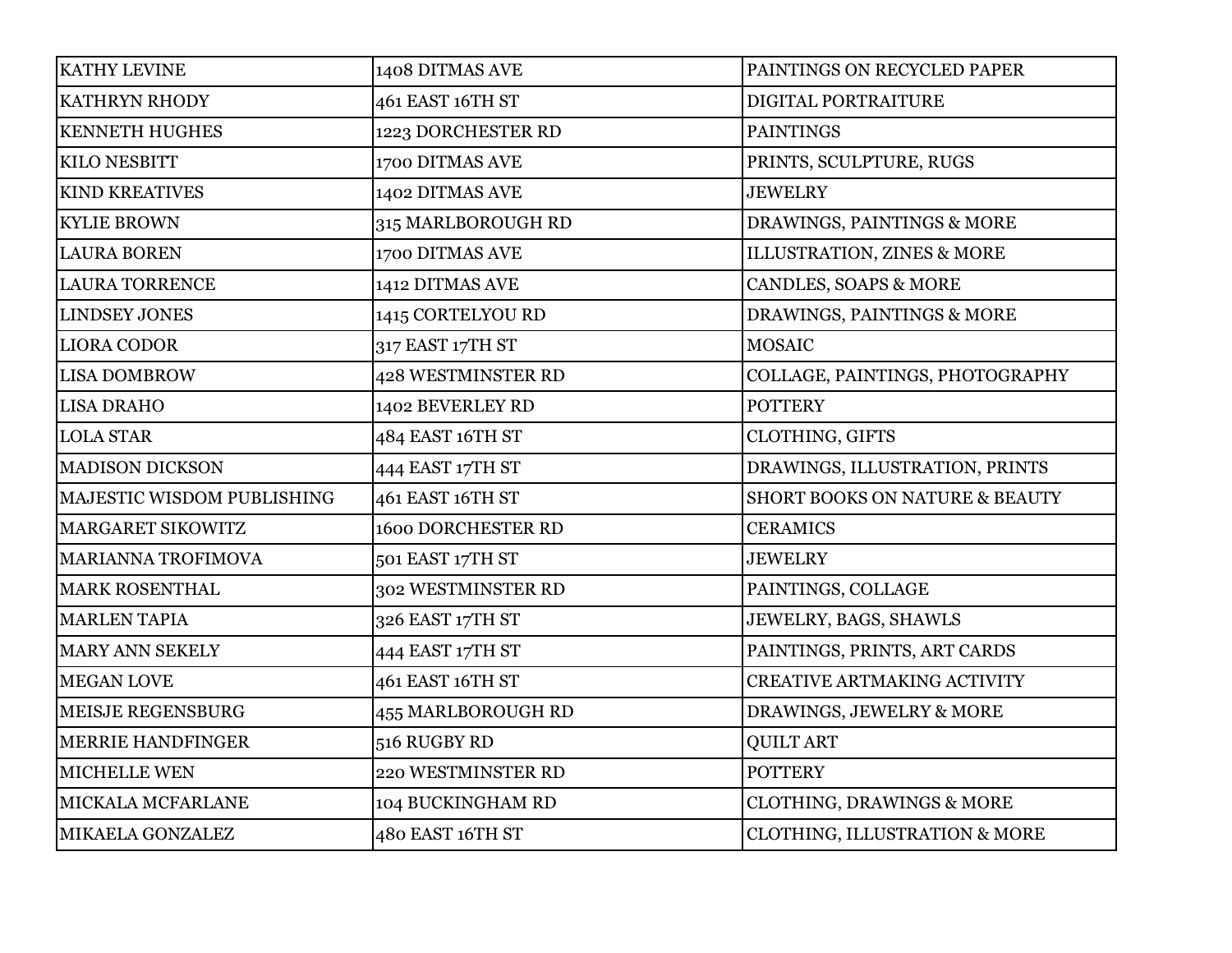| | | |
|---|---|---|
| KATHY LEVINE | 1408 DITMAS AVE | PAINTINGS ON RECYCLED PAPER |
| KATHRYN RHODY | 461 EAST 16TH ST | DIGITAL PORTRAITURE |
| KENNETH HUGHES | 1223 DORCHESTER RD | PAINTINGS |
| KILO NESBITT | 1700 DITMAS AVE | PRINTS, SCULPTURE, RUGS |
| KIND KREATIVES | 1402 DITMAS AVE | JEWELRY |
| KYLIE BROWN | 315 MARLBOROUGH RD | DRAWINGS, PAINTINGS & MORE |
| LAURA BOREN | 1700 DITMAS AVE | ILLUSTRATION, ZINES & MORE |
| LAURA TORRENCE | 1412 DITMAS AVE | CANDLES, SOAPS & MORE |
| LINDSEY JONES | 1415 CORTELYOU RD | DRAWINGS, PAINTINGS & MORE |
| LIORA CODOR | 317 EAST 17TH ST | MOSAIC |
| LISA DOMBROW | 428 WESTMINSTER RD | COLLAGE, PAINTINGS, PHOTOGRAPHY |
| LISA DRAHO | 1402 BEVERLEY RD | POTTERY |
| LOLA STAR | 484 EAST 16TH ST | CLOTHING, GIFTS |
| MADISON DICKSON | 444 EAST 17TH ST | DRAWINGS, ILLUSTRATION, PRINTS |
| MAJESTIC WISDOM PUBLISHING | 461 EAST 16TH ST | SHORT BOOKS ON NATURE & BEAUTY |
| MARGARET SIKOWITZ | 1600 DORCHESTER RD | CERAMICS |
| MARIANNA TROFIMOVA | 501 EAST 17TH ST | JEWELRY |
| MARK ROSENTHAL | 302 WESTMINSTER RD | PAINTINGS, COLLAGE |
| MARLEN TAPIA | 326 EAST 17TH ST | JEWELRY, BAGS, SHAWLS |
| MARY ANN SEKELY | 444 EAST 17TH ST | PAINTINGS, PRINTS, ART CARDS |
| MEGAN LOVE | 461 EAST 16TH ST | CREATIVE ARTMAKING ACTIVITY |
| MEISJE REGENSBURG | 455 MARLBOROUGH RD | DRAWINGS, JEWELRY & MORE |
| MERRIE HANDFINGER | 516 RUGBY RD | QUILT ART |
| MICHELLE WEN | 220 WESTMINSTER RD | POTTERY |
| MICKALA MCFARLANE | 104 BUCKINGHAM RD | CLOTHING, DRAWINGS & MORE |
| MIKAELA GONZALEZ | 480 EAST 16TH ST | CLOTHING, ILLUSTRATION & MORE |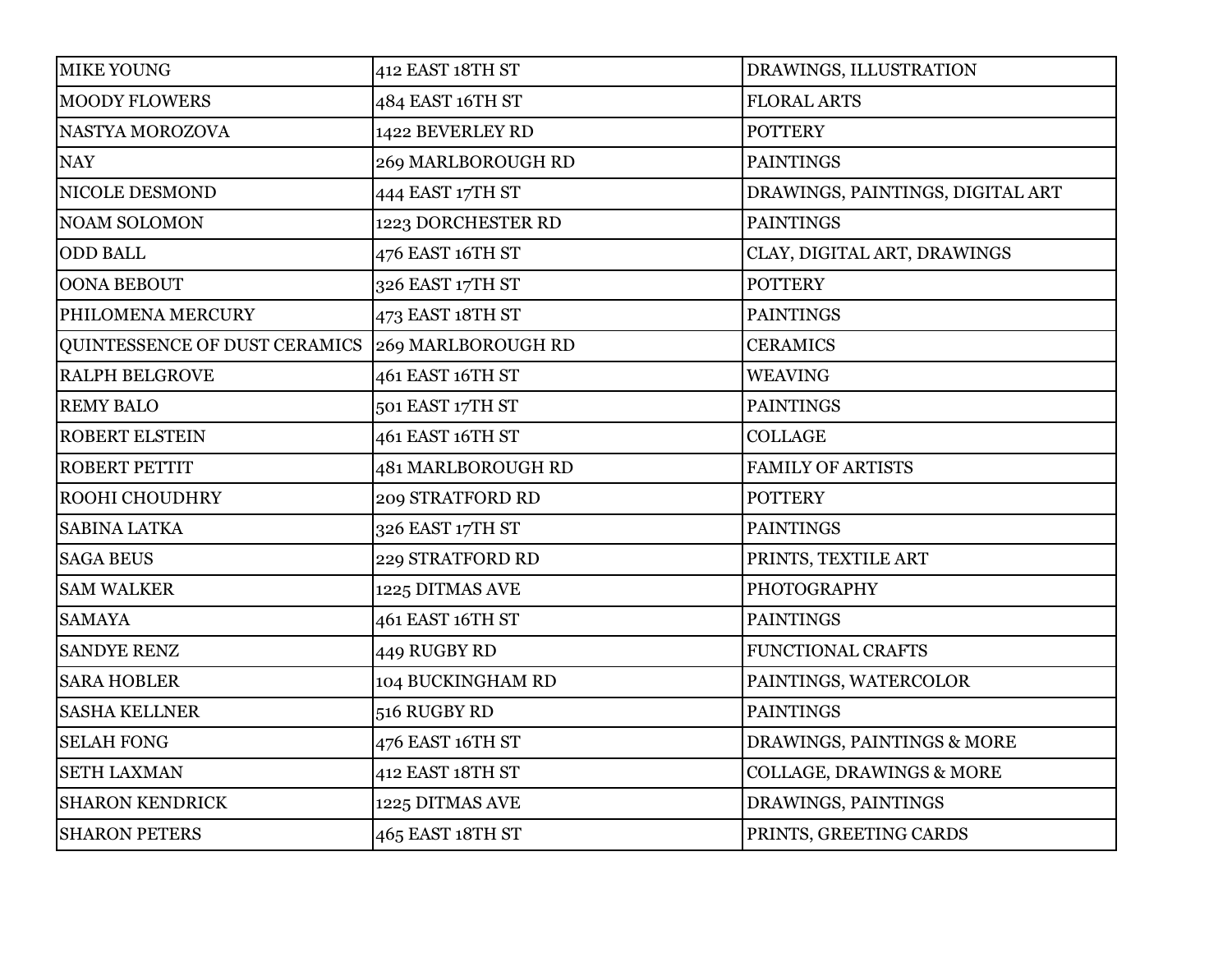| | | |
|---|---|---|
| MIKE YOUNG | 412 EAST 18TH ST | DRAWINGS, ILLUSTRATION |
| MOODY FLOWERS | 484 EAST 16TH ST | FLORAL ARTS |
| NASTYA MOROZOVA | 1422 BEVERLEY RD | POTTERY |
| NAY | 269 MARLBOROUGH RD | PAINTINGS |
| NICOLE DESMOND | 444 EAST 17TH ST | DRAWINGS, PAINTINGS, DIGITAL ART |
| NOAM SOLOMON | 1223 DORCHESTER RD | PAINTINGS |
| ODD BALL | 476 EAST 16TH ST | CLAY, DIGITAL ART, DRAWINGS |
| OONA BEBOUT | 326 EAST 17TH ST | POTTERY |
| PHILOMENA MERCURY | 473 EAST 18TH ST | PAINTINGS |
| QUINTESSENCE OF DUST CERAMICS | 269 MARLBOROUGH RD | CERAMICS |
| RALPH BELGROVE | 461 EAST 16TH ST | WEAVING |
| REMY BALO | 501 EAST 17TH ST | PAINTINGS |
| ROBERT ELSTEIN | 461 EAST 16TH ST | COLLAGE |
| ROBERT PETTIT | 481 MARLBOROUGH RD | FAMILY OF ARTISTS |
| ROOHI CHOUDHRY | 209 STRATFORD RD | POTTERY |
| SABINA LATKA | 326 EAST 17TH ST | PAINTINGS |
| SAGA BEUS | 229 STRATFORD RD | PRINTS, TEXTILE ART |
| SAM WALKER | 1225 DITMAS AVE | PHOTOGRAPHY |
| SAMAYA | 461 EAST 16TH ST | PAINTINGS |
| SANDYE RENZ | 449 RUGBY RD | FUNCTIONAL CRAFTS |
| SARA HOBLER | 104 BUCKINGHAM RD | PAINTINGS, WATERCOLOR |
| SASHA KELLNER | 516 RUGBY RD | PAINTINGS |
| SELAH FONG | 476 EAST 16TH ST | DRAWINGS, PAINTINGS & MORE |
| SETH LAXMAN | 412 EAST 18TH ST | COLLAGE, DRAWINGS & MORE |
| SHARON KENDRICK | 1225 DITMAS AVE | DRAWINGS, PAINTINGS |
| SHARON PETERS | 465 EAST 18TH ST | PRINTS, GREETING CARDS |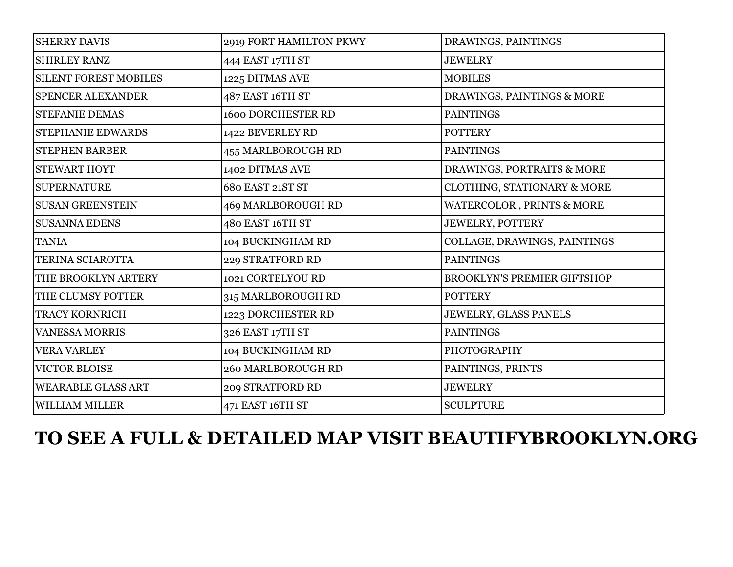| SHERRY DAVIS | 2919 FORT HAMILTON PKWY | DRAWINGS, PAINTINGS |
|---|---|---|
| SHIRLEY RANZ | 444 EAST 17TH ST | JEWELRY |
| SILENT FOREST MOBILES | 1225 DITMAS AVE | MOBILES |
| SPENCER ALEXANDER | 487 EAST 16TH ST | DRAWINGS, PAINTINGS & MORE |
| STEFANIE DEMAS | 1600 DORCHESTER RD | PAINTINGS |
| STEPHANIE EDWARDS | 1422 BEVERLEY RD | POTTERY |
| STEPHEN BARBER | 455 MARLBOROUGH RD | PAINTINGS |
| STEWART HOYT | 1402 DITMAS AVE | DRAWINGS, PORTRAITS & MORE |
| SUPERNATURE | 680 EAST 21ST ST | CLOTHING, STATIONARY & MORE |
| SUSAN GREENSTEIN | 469 MARLBOROUGH RD | WATERCOLOR , PRINTS & MORE |
| SUSANNA EDENS | 480 EAST 16TH ST | JEWELRY, POTTERY |
| TANIA | 104 BUCKINGHAM RD | COLLAGE, DRAWINGS, PAINTINGS |
| TERINA SCIAROTTA | 229 STRATFORD RD | PAINTINGS |
| THE BROOKLYN ARTERY | 1021 CORTELYOU RD | BROOKLYN'S PREMIER GIFTSHOP |
| THE CLUMSY POTTER | 315 MARLBOROUGH RD | POTTERY |
| TRACY KORNRICH | 1223 DORCHESTER RD | JEWELRY, GLASS PANELS |
| VANESSA MORRIS | 326 EAST 17TH ST | PAINTINGS |
| VERA VARLEY | 104 BUCKINGHAM RD | PHOTOGRAPHY |
| VICTOR BLOISE | 260 MARLBOROUGH RD | PAINTINGS, PRINTS |
| WEARABLE GLASS ART | 209 STRATFORD RD | JEWELRY |
| WILLIAM MILLER | 471 EAST 16TH ST | SCULPTURE |

**TO SEE A FULL & DETAILED MAP VISIT BEAUTIFYBROOKLYN.ORG**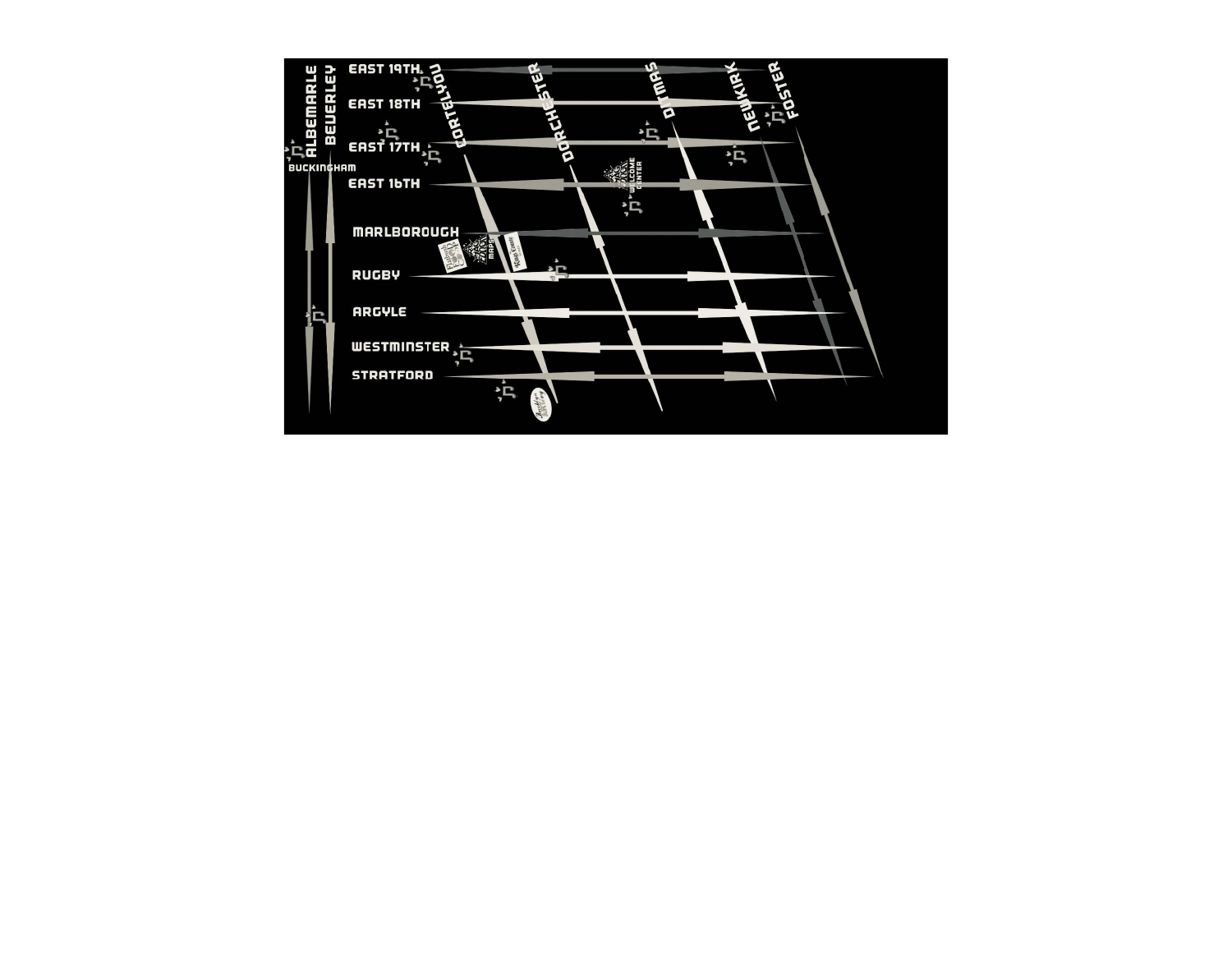ALBEMARLE

BEVERLEY

BUCKINGHAM

EAST 19TH

EAST 18TH

EAST 17TH

EAST 16TH

MARLBOROUGH

RUGBY

ARGYLE

WESTMINSTER

STRATFORD

CORTELYOU

DORCHESTER

DITMAS

NEWKIRK

FOSTER

WELCOME CENTER

MAPS